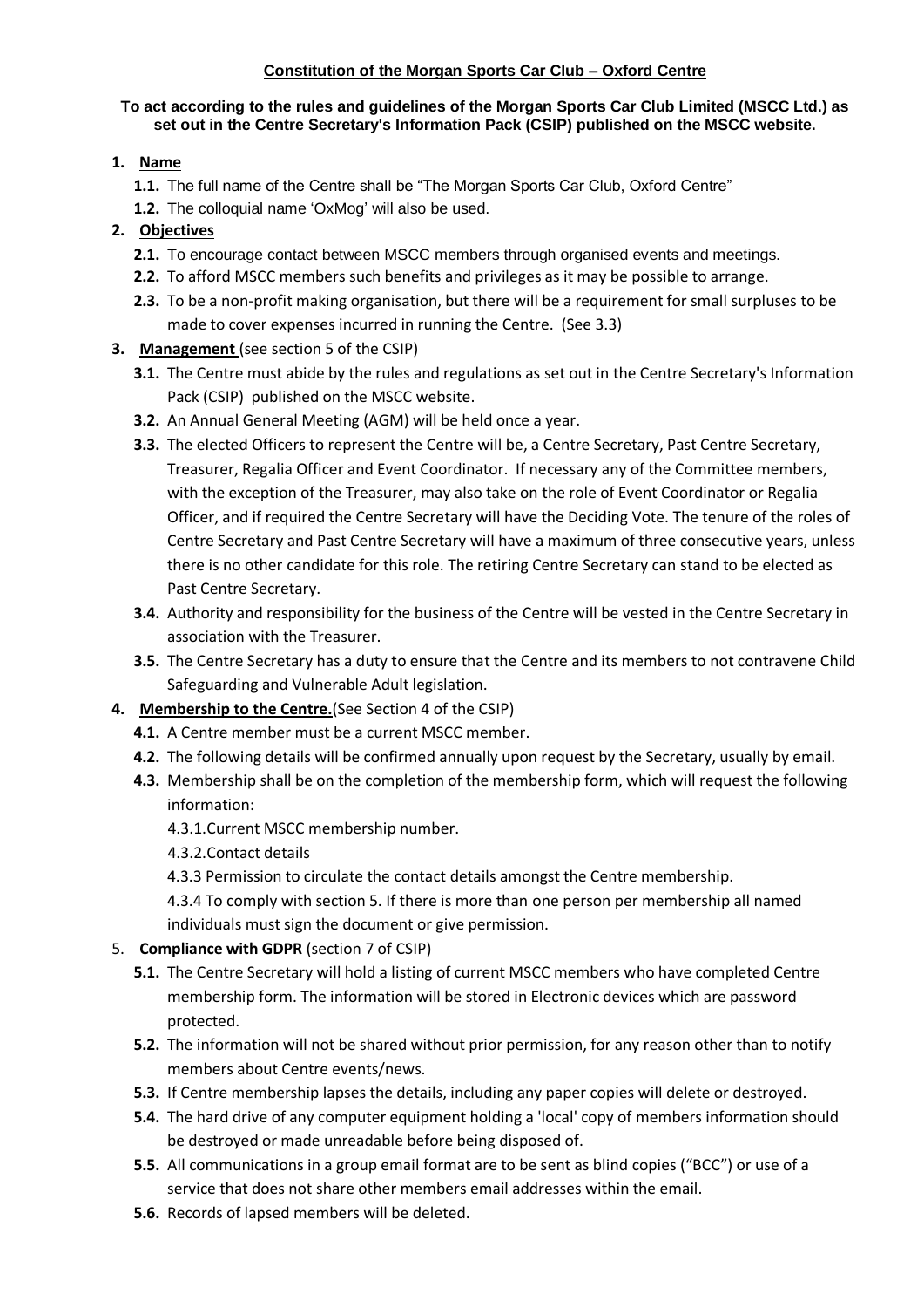**Constitution of the Morgan Sports Car Club – Oxford Centre**

**To act according to the rules and guidelines of the Morgan Sports Car Club Limited (MSCC Ltd.) as set out in the Centre Secretary's Information Pack (CSIP) published on the MSCC website.**

1. **Name**
   - **1.1.** The full name of the Centre shall be "The Morgan Sports Car Club, Oxford Centre"
   - **1.2.** The colloquial name 'OxMog' will also be used.
2. **Objectives**
   - **2.1.** To encourage contact between MSCC members through organised events and meetings.
   - **2.2.** To afford MSCC members such benefits and privileges as it may be possible to arrange.
   - **2.3.** To be a non-profit making organisation, but there will be a requirement for small surpluses to be made to cover expenses incurred in running the Centre. (See 3.3)
3. **Management** (see section 5 of the CSIP)
   - **3.1.** The Centre must abide by the rules and regulations as set out in the Centre Secretary's Information Pack (CSIP) published on the MSCC website.
   - **3.2.** An Annual General Meeting (AGM) will be held once a year.
   - **3.3.** The elected Officers to represent the Centre will be, a Centre Secretary, Past Centre Secretary, Treasurer, Regalia Officer and Event Coordinator. If necessary any of the Committee members, with the exception of the Treasurer, may also take on the role of Event Coordinator or Regalia Officer, and if required the Centre Secretary will have the Deciding Vote. The tenure of the roles of Centre Secretary and Past Centre Secretary will have a maximum of three consecutive years, unless there is no other candidate for this role. The retiring Centre Secretary can stand to be elected as Past Centre Secretary.
   - **3.4.** Authority and responsibility for the business of the Centre will be vested in the Centre Secretary in association with the Treasurer.
   - **3.5.** The Centre Secretary has a duty to ensure that the Centre and its members to not contravene Child Safeguarding and Vulnerable Adult legislation.
4. **Membership to the Centre.**(See Section 4 of the CSIP)
   - **4.1.** A Centre member must be a current MSCC member.
   - **4.2.** The following details will be confirmed annually upon request by the Secretary, usually by email.
   - **4.3.** Membership shall be on the completion of the membership form, which will request the following information:
     - 4.3.1.Current MSCC membership number.
     - 4.3.2.Contact details
     - 4.3.3 Permission to circulate the contact details amongst the Centre membership.
     - 4.3.4 To comply with section 5. If there is more than one person per membership all named individuals must sign the document or give permission.
5. **Compliance with GDPR** (section 7 of CSIP)
   - **5.1.** The Centre Secretary will hold a listing of current MSCC members who have completed Centre membership form. The information will be stored in Electronic devices which are password protected.
   - **5.2.** The information will not be shared without prior permission, for any reason other than to notify members about Centre events/news.
   - **5.3.** If Centre membership lapses the details, including any paper copies will delete or destroyed.
   - **5.4.** The hard drive of any computer equipment holding a 'local' copy of members information should be destroyed or made unreadable before being disposed of.
   - **5.5.** All communications in a group email format are to be sent as blind copies ("BCC") or use of a service that does not share other members email addresses within the email.
   - **5.6.** Records of lapsed members will be deleted.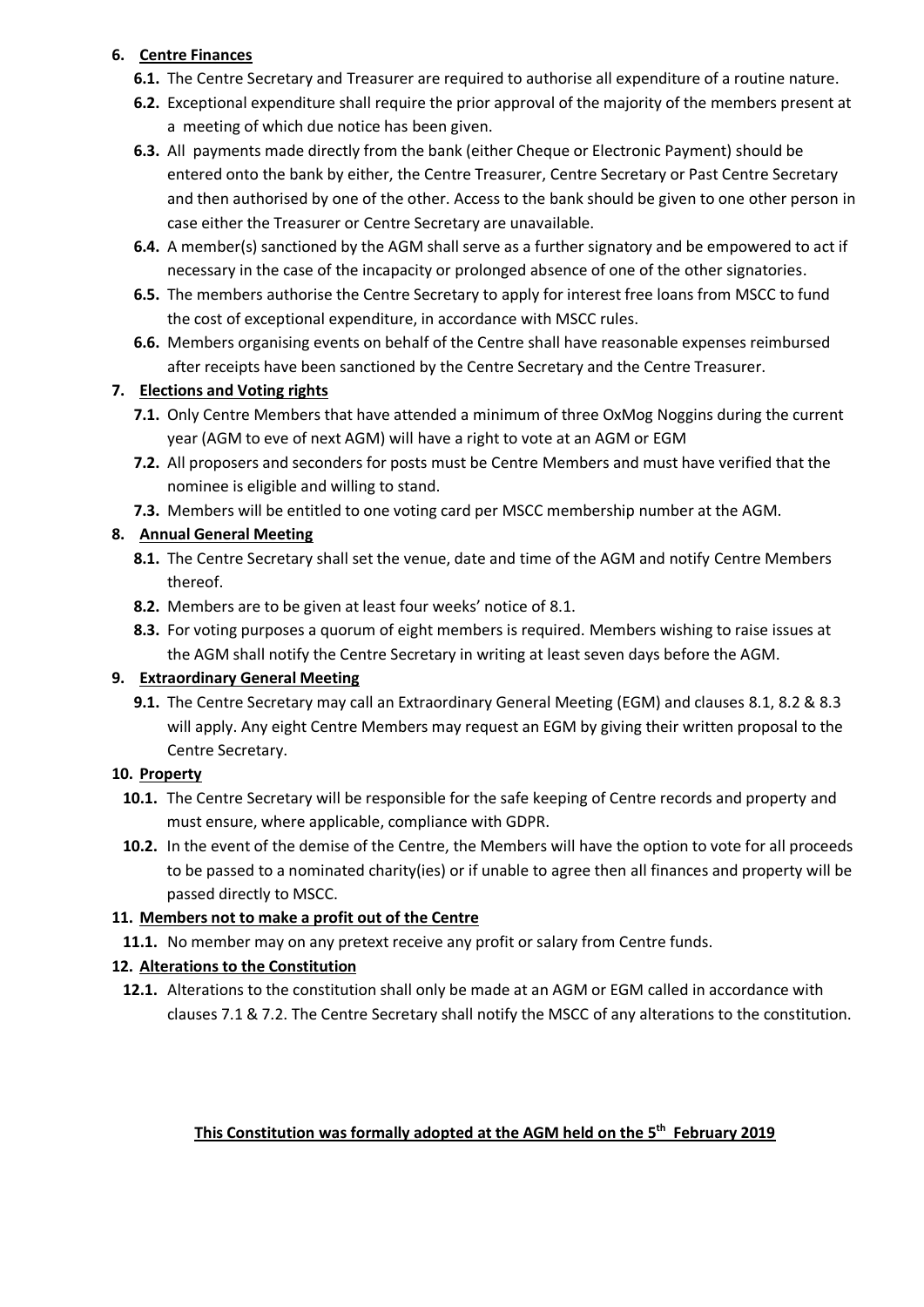6. **Centre Finances**
    - **6.1.** The Centre Secretary and Treasurer are required to authorise all expenditure of a routine nature.
    - **6.2.** Exceptional expenditure shall require the prior approval of the majority of the members present at a meeting of which due notice has been given.
    - **6.3.** All payments made directly from the bank (either Cheque or Electronic Payment) should be entered onto the bank by either, the Centre Treasurer, Centre Secretary or Past Centre Secretary and then authorised by one of the other. Access to the bank should be given to one other person in case either the Treasurer or Centre Secretary are unavailable.
    - **6.4.** A member(s) sanctioned by the AGM shall serve as a further signatory and be empowered to act if necessary in the case of the incapacity or prolonged absence of one of the other signatories.
    - **6.5.** The members authorise the Centre Secretary to apply for interest free loans from MSCC to fund the cost of exceptional expenditure, in accordance with MSCC rules.
    - **6.6.** Members organising events on behalf of the Centre shall have reasonable expenses reimbursed after receipts have been sanctioned by the Centre Secretary and the Centre Treasurer.

7. **Elections and Voting rights**
    - **7.1.** Only Centre Members that have attended a minimum of three OxMog Noggins during the current year (AGM to eve of next AGM) will have a right to vote at an AGM or EGM
    - **7.2.** All proposers and seconders for posts must be Centre Members and must have verified that the nominee is eligible and willing to stand.
    - **7.3.** Members will be entitled to one voting card per MSCC membership number at the AGM.

8. **Annual General Meeting**
    - **8.1.** The Centre Secretary shall set the venue, date and time of the AGM and notify Centre Members thereof.
    - **8.2.** Members are to be given at least four weeks' notice of 8.1.
    - **8.3.** For voting purposes a quorum of eight members is required. Members wishing to raise issues at the AGM shall notify the Centre Secretary in writing at least seven days before the AGM.

9. **Extraordinary General Meeting**
    - **9.1.** The Centre Secretary may call an Extraordinary General Meeting (EGM) and clauses 8.1, 8.2 & 8.3 will apply. Any eight Centre Members may request an EGM by giving their written proposal to the Centre Secretary.

10. **Property**
    - **10.1.** The Centre Secretary will be responsible for the safe keeping of Centre records and property and must ensure, where applicable, compliance with GDPR.
    - **10.2.** In the event of the demise of the Centre, the Members will have the option to vote for all proceeds to be passed to a nominated charity(ies) or if unable to agree then all finances and property will be passed directly to MSCC.

11. **Members not to make a profit out of the Centre**
    - **11.1.** No member may on any pretext receive any profit or salary from Centre funds.

12. **Alterations to the Constitution**
    - **12.1.** Alterations to the constitution shall only be made at an AGM or EGM called in accordance with clauses 7.1 & 7.2. The Centre Secretary shall notify the MSCC of any alterations to the constitution.

**This Constitution was formally adopted at the AGM held on the 5th February 2019**